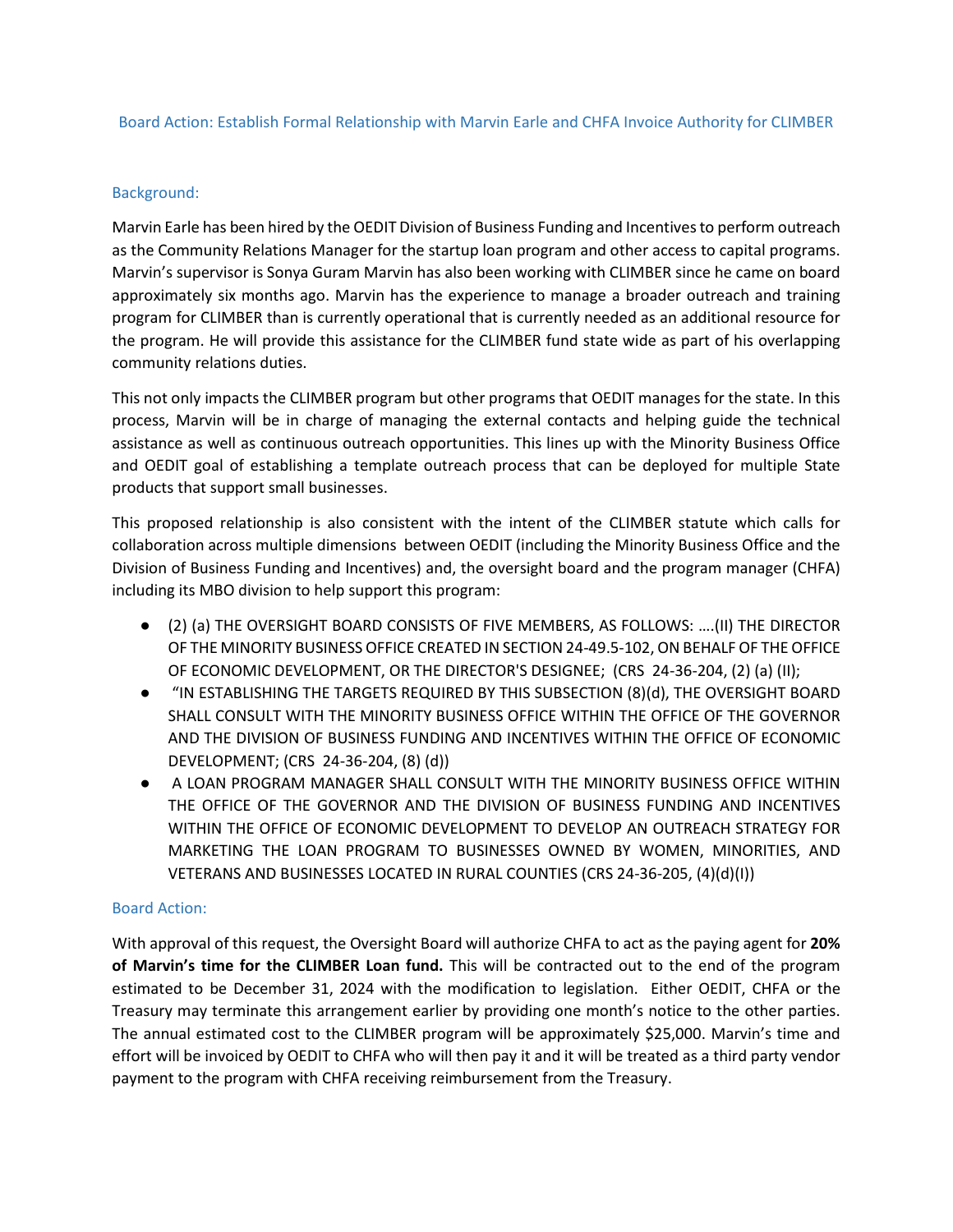## Board Action: Establish Formal Relationship with Marvin Earle and CHFA Invoice Authority for CLIMBER

### Background:

Marvin Earle has been hired by the OEDIT Division of Business Funding and Incentives to perform outreach as the Community Relations Manager for the startup loan program and other access to capital programs. Marvin's supervisor is Sonya Guram Marvin has also been working with CLIMBER since he came on board approximately six months ago. Marvin has the experience to manage a broader outreach and training program for CLIMBER than is currently operational that is currently needed as an additional resource for the program. He will provide this assistance for the CLIMBER fund state wide as part of his overlapping community relations duties.

This not only impacts the CLIMBER program but other programs that OEDIT manages for the state. In this process, Marvin will be in charge of managing the external contacts and helping guide the technical assistance as well as continuous outreach opportunities. This lines up with the Minority Business Office and OEDIT goal of establishing a template outreach process that can be deployed for multiple State products that support small businesses.

This proposed relationship is also consistent with the intent of the CLIMBER statute which calls for collaboration across multiple dimensions between OEDIT (including the Minority Business Office and the Division of Business Funding and Incentives) and, the oversight board and the program manager (CHFA) including its MBO division to help support this program:

- (2) (a) THE OVERSIGHT BOARD CONSISTS OF FIVE MEMBERS, AS FOLLOWS: ….(II) THE DIRECTOR OF THE MINORITY BUSINESS OFFICE CREATED IN SECTION 24-49.5-102, ON BEHALF OF THE OFFICE OF ECONOMIC DEVELOPMENT, OR THE DIRECTOR'S DESIGNEE; (CRS 24-36-204, (2) (a) (II);
- "IN ESTABLISHING THE TARGETS REQUIRED BY THIS SUBSECTION (8)(d), THE OVERSIGHT BOARD SHALL CONSULT WITH THE MINORITY BUSINESS OFFICE WITHIN THE OFFICE OF THE GOVERNOR AND THE DIVISION OF BUSINESS FUNDING AND INCENTIVES WITHIN THE OFFICE OF ECONOMIC DEVELOPMENT; (CRS 24-36-204, (8) (d))
- A LOAN PROGRAM MANAGER SHALL CONSULT WITH THE MINORITY BUSINESS OFFICE WITHIN THE OFFICE OF THE GOVERNOR AND THE DIVISION OF BUSINESS FUNDING AND INCENTIVES WITHIN THE OFFICE OF ECONOMIC DEVELOPMENT TO DEVELOP AN OUTREACH STRATEGY FOR MARKETING THE LOAN PROGRAM TO BUSINESSES OWNED BY WOMEN, MINORITIES, AND VETERANS AND BUSINESSES LOCATED IN RURAL COUNTIES (CRS 24-36-205, (4)(d)(I))

### Board Action:

With approval of this request, the Oversight Board will authorize CHFA to act as the paying agent for **20% of Marvin's time for the CLIMBER Loan fund.** This will be contracted out to the end of the program estimated to be December 31, 2024 with the modification to legislation. Either OEDIT, CHFA or the Treasury may terminate this arrangement earlier by providing one month's notice to the other parties. The annual estimated cost to the CLIMBER program will be approximately $25,000. Marvin's time and effort will be invoiced by OEDIT to CHFA who will then pay it and it will be treated as a third party vendor payment to the program with CHFA receiving reimbursement from the Treasury.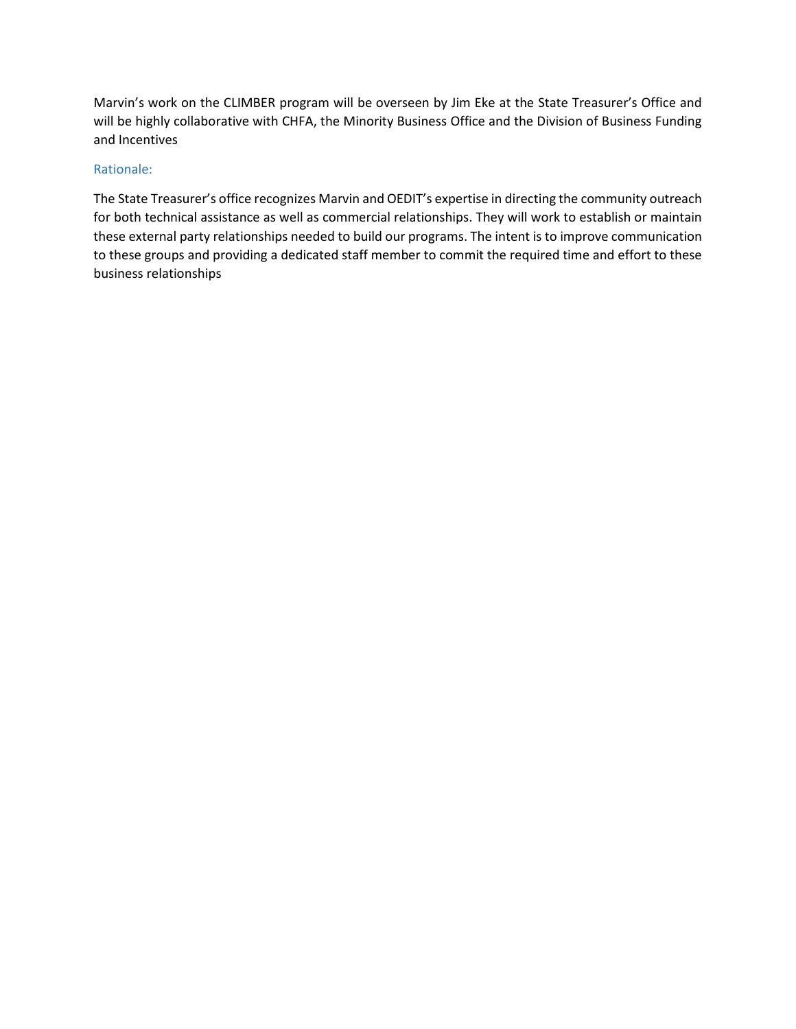Marvin's work on the CLIMBER program will be overseen by Jim Eke at the State Treasurer's Office and will be highly collaborative with CHFA, the Minority Business Office and the Division of Business Funding and Incentives

### Rationale:

The State Treasurer's office recognizes Marvin and OEDIT's expertise in directing the community outreach for both technical assistance as well as commercial relationships. They will work to establish or maintain these external party relationships needed to build our programs. The intent is to improve communication to these groups and providing a dedicated staff member to commit the required time and effort to these business relationships